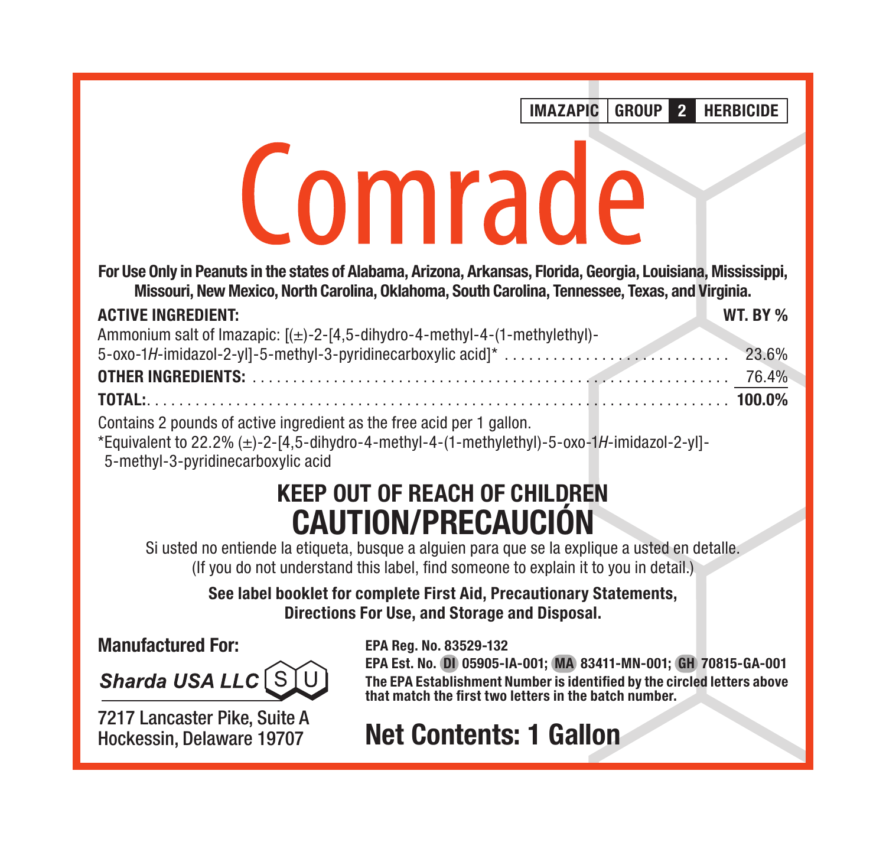**IMAZAPIC | GROUP 2 | HERBICIDE**

# Comrade

**For Use Only in Peanuts in the states of Alabama, Arizona, Arkansas, Florida, Georgia, Louisiana, Mississippi, Missouri, New Mexico, North Carolina, Oklahoma, South Carolina, Tennessee, Texas, and Virginia.**

| **ACTIVE INGREDIENT:** | **WT. BY %** |
|---|---|
| Ammonium salt of Imazapic: [(±)-2-[4,5-dihydro-4-methyl-4-(1-methylethyl)-5-oxo-1*H*-imidazol-2-yl]-5-methyl-3-pyridinecarboxylic acid]* | 23.6% |
| **OTHER INGREDIENTS:** | 76.4% |
| **TOTAL:** | **100.0%** |

Contains 2 pounds of active ingredient as the free acid per 1 gallon.

*Equivalent to 22.2% (±)-2-[4,5-dihydro-4-methyl-4-(1-methylethyl)-5-oxo-1*H*-imidazol-2-yl]-5-methyl-3-pyridinecarboxylic acid

## KEEP OUT OF REACH OF CHILDREN
## CAUTION/PRECAUCIÓN

Si usted no entiende la etiqueta, busque a alguien para que se la explique a usted en detalle.
(If you do not understand this label, find someone to explain it to you in detail.)

**See label booklet for complete First Aid, Precautionary Statements, Directions For Use, and Storage and Disposal.**

**Manufactured For:**

***Sharda USA LLC*** SU

7217 Lancaster Pike, Suite A
Hockessin, Delaware 19707

**EPA Reg. No. 83529-132**

**EPA Est. No. DI 05905-IA-001; MA 83411-MN-001; GH 70815-GA-001**

**The EPA Establishment Number is identified by the circled letters above that match the first two letters in the batch number.**

## Net Contents: 1 Gallon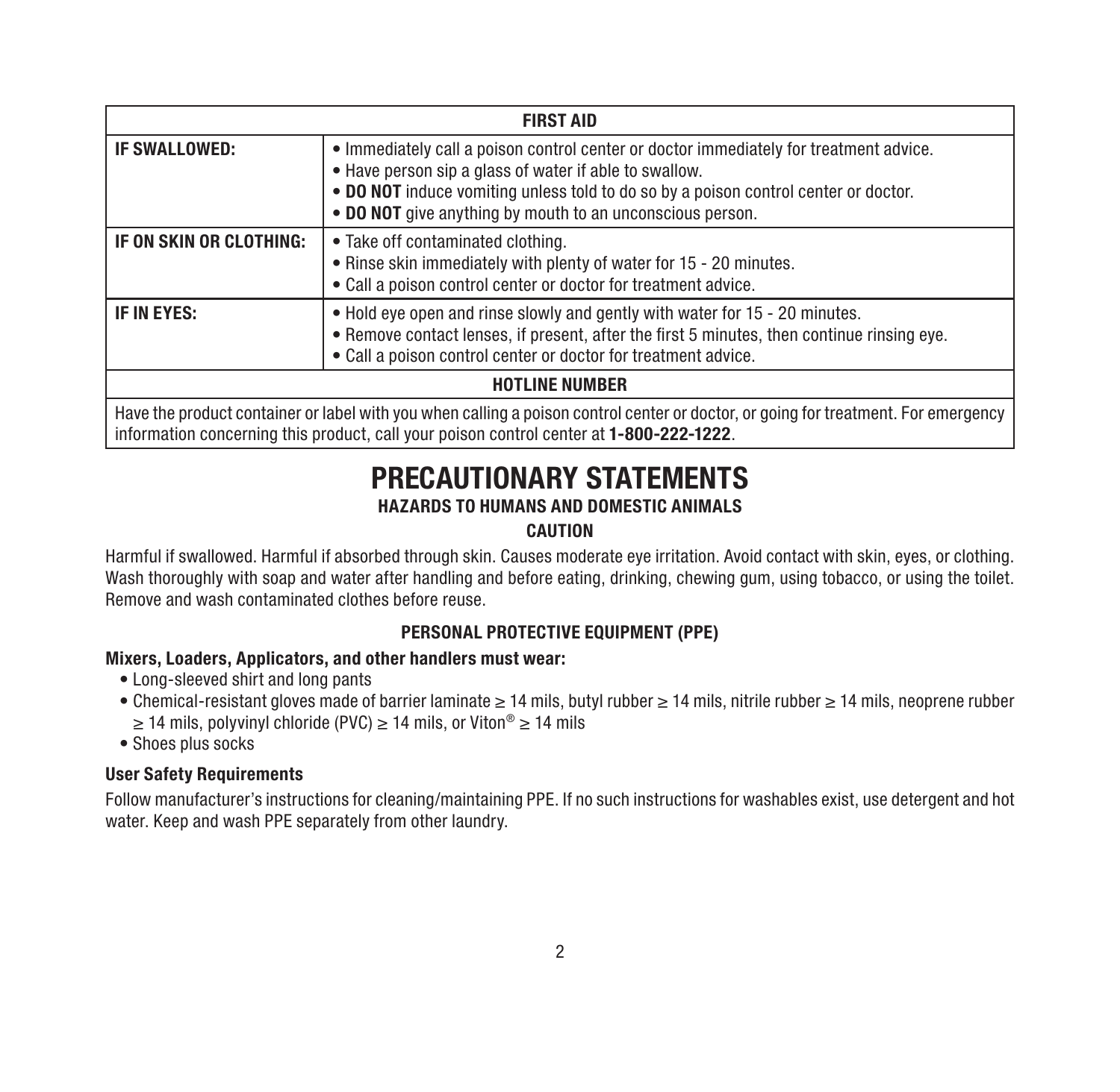| FIRST AID | |
|---|---|
| **IF SWALLOWED:** | • Immediately call a poison control center or doctor immediately for treatment advice.<br>• Have person sip a glass of water if able to swallow.<br>• **DO NOT** induce vomiting unless told to do so by a poison control center or doctor.<br>• **DO NOT** give anything by mouth to an unconscious person. |
| **IF ON SKIN OR CLOTHING:** | • Take off contaminated clothing.<br>• Rinse skin immediately with plenty of water for 15 - 20 minutes.<br>• Call a poison control center or doctor for treatment advice. |
| **IF IN EYES:** | • Hold eye open and rinse slowly and gently with water for 15 - 20 minutes.<br>• Remove contact lenses, if present, after the first 5 minutes, then continue rinsing eye.<br>• Call a poison control center or doctor for treatment advice. |
| **HOTLINE NUMBER** | |
| Have the product container or label with you when calling a poison control center or doctor, or going for treatment. For emergency information concerning this product, call your poison control center at **1-800-222-1222**. | |

# PRECAUTIONARY STATEMENTS

## HAZARDS TO HUMANS AND DOMESTIC ANIMALS

### CAUTION

Harmful if swallowed. Harmful if absorbed through skin. Causes moderate eye irritation. Avoid contact with skin, eyes, or clothing. Wash thoroughly with soap and water after handling and before eating, drinking, chewing gum, using tobacco, or using the toilet. Remove and wash contaminated clothes before reuse.

### PERSONAL PROTECTIVE EQUIPMENT (PPE)

**Mixers, Loaders, Applicators, and other handlers must wear:**

- Long-sleeved shirt and long pants
- Chemical-resistant gloves made of barrier laminate ≥ 14 mils, butyl rubber ≥ 14 mils, nitrile rubber ≥ 14 mils, neoprene rubber ≥ 14 mils, polyvinyl chloride (PVC) ≥ 14 mils, or Viton® ≥ 14 mils
- Shoes plus socks

**User Safety Requirements**

Follow manufacturer's instructions for cleaning/maintaining PPE. If no such instructions for washables exist, use detergent and hot water. Keep and wash PPE separately from other laundry.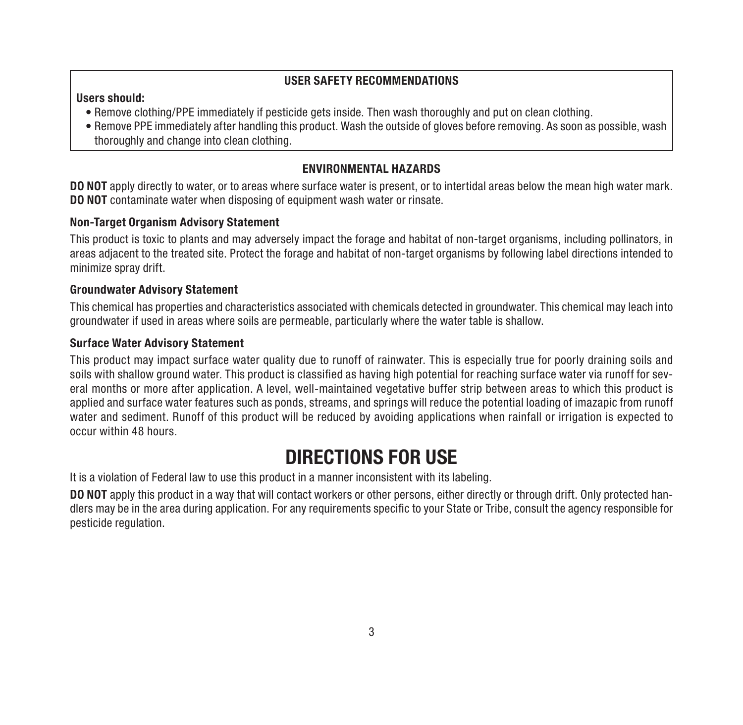## USER SAFETY RECOMMENDATIONS

**Users should:**

- Remove clothing/PPE immediately if pesticide gets inside. Then wash thoroughly and put on clean clothing.
- Remove PPE immediately after handling this product. Wash the outside of gloves before removing. As soon as possible, wash thoroughly and change into clean clothing.

## ENVIRONMENTAL HAZARDS

**DO NOT** apply directly to water, or to areas where surface water is present, or to intertidal areas below the mean high water mark. **DO NOT** contaminate water when disposing of equipment wash water or rinsate.

### Non-Target Organism Advisory Statement

This product is toxic to plants and may adversely impact the forage and habitat of non-target organisms, including pollinators, in areas adjacent to the treated site. Protect the forage and habitat of non-target organisms by following label directions intended to minimize spray drift.

### Groundwater Advisory Statement

This chemical has properties and characteristics associated with chemicals detected in groundwater. This chemical may leach into groundwater if used in areas where soils are permeable, particularly where the water table is shallow.

### Surface Water Advisory Statement

This product may impact surface water quality due to runoff of rainwater. This is especially true for poorly draining soils and soils with shallow ground water. This product is classified as having high potential for reaching surface water via runoff for several months or more after application. A level, well-maintained vegetative buffer strip between areas to which this product is applied and surface water features such as ponds, streams, and springs will reduce the potential loading of imazapic from runoff water and sediment. Runoff of this product will be reduced by avoiding applications when rainfall or irrigation is expected to occur within 48 hours.

# DIRECTIONS FOR USE

It is a violation of Federal law to use this product in a manner inconsistent with its labeling.

**DO NOT** apply this product in a way that will contact workers or other persons, either directly or through drift. Only protected handlers may be in the area during application. For any requirements specific to your State or Tribe, consult the agency responsible for pesticide regulation.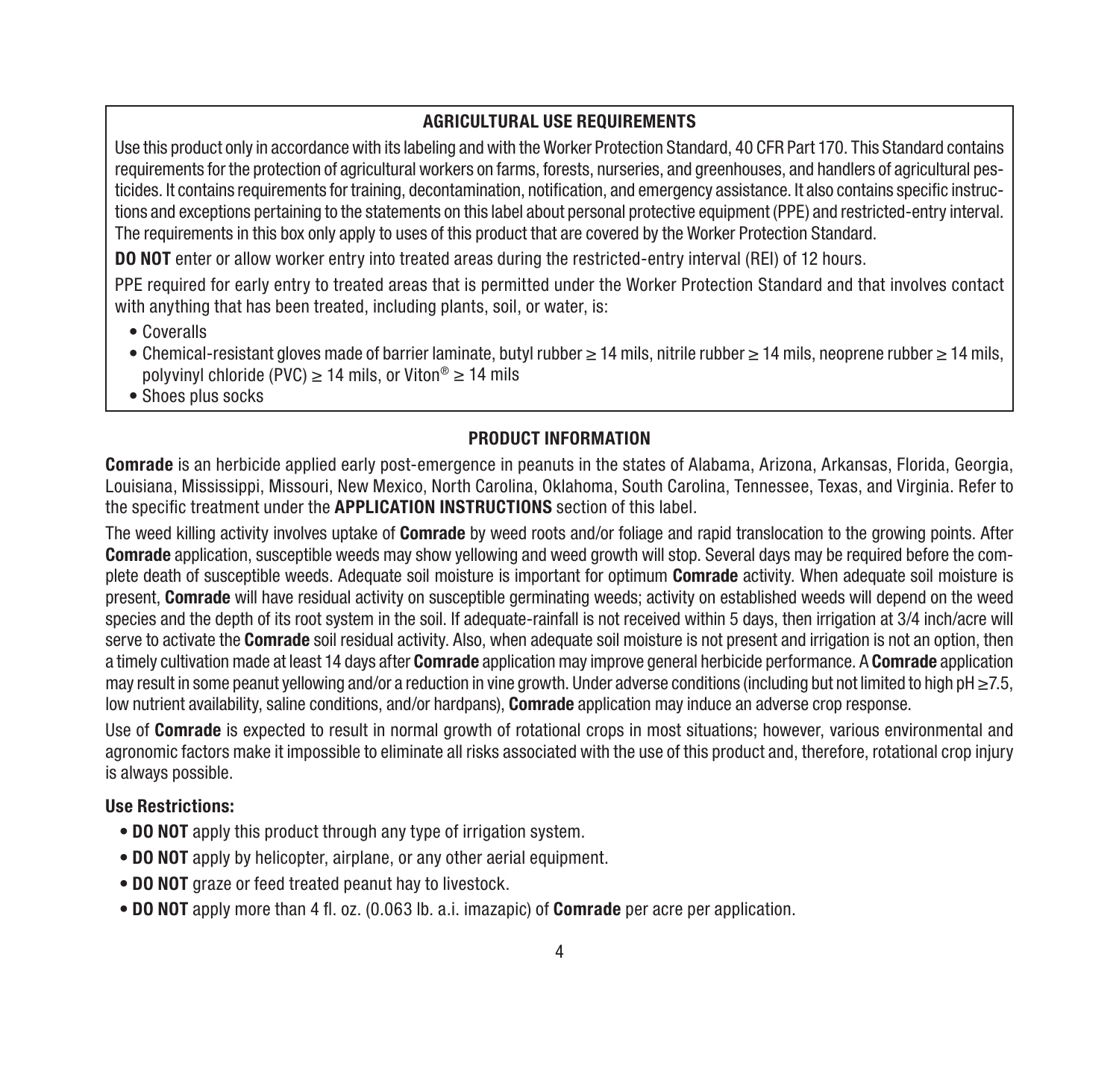## AGRICULTURAL USE REQUIREMENTS

Use this product only in accordance with its labeling and with the Worker Protection Standard, 40 CFR Part 170. This Standard contains requirements for the protection of agricultural workers on farms, forests, nurseries, and greenhouses, and handlers of agricultural pesticides. It contains requirements for training, decontamination, notification, and emergency assistance. It also contains specific instructions and exceptions pertaining to the statements on this label about personal protective equipment (PPE) and restricted-entry interval. The requirements in this box only apply to uses of this product that are covered by the Worker Protection Standard.

**DO NOT** enter or allow worker entry into treated areas during the restricted-entry interval (REI) of 12 hours.

PPE required for early entry to treated areas that is permitted under the Worker Protection Standard and that involves contact with anything that has been treated, including plants, soil, or water, is:

- Coveralls
- Chemical-resistant gloves made of barrier laminate, butyl rubber ≥ 14 mils, nitrile rubber ≥ 14 mils, neoprene rubber ≥ 14 mils, polyvinyl chloride (PVC) ≥ 14 mils, or Viton® ≥ 14 mils
- Shoes plus socks

## PRODUCT INFORMATION

**Comrade** is an herbicide applied early post-emergence in peanuts in the states of Alabama, Arizona, Arkansas, Florida, Georgia, Louisiana, Mississippi, Missouri, New Mexico, North Carolina, Oklahoma, South Carolina, Tennessee, Texas, and Virginia. Refer to the specific treatment under the **APPLICATION INSTRUCTIONS** section of this label.

The weed killing activity involves uptake of **Comrade** by weed roots and/or foliage and rapid translocation to the growing points. After **Comrade** application, susceptible weeds may show yellowing and weed growth will stop. Several days may be required before the complete death of susceptible weeds. Adequate soil moisture is important for optimum **Comrade** activity. When adequate soil moisture is present, **Comrade** will have residual activity on susceptible germinating weeds; activity on established weeds will depend on the weed species and the depth of its root system in the soil. If adequate-rainfall is not received within 5 days, then irrigation at 3/4 inch/acre will serve to activate the **Comrade** soil residual activity. Also, when adequate soil moisture is not present and irrigation is not an option, then a timely cultivation made at least 14 days after **Comrade** application may improve general herbicide performance. A **Comrade** application may result in some peanut yellowing and/or a reduction in vine growth. Under adverse conditions (including but not limited to high pH ≥7.5, low nutrient availability, saline conditions, and/or hardpans), **Comrade** application may induce an adverse crop response.

Use of **Comrade** is expected to result in normal growth of rotational crops in most situations; however, various environmental and agronomic factors make it impossible to eliminate all risks associated with the use of this product and, therefore, rotational crop injury is always possible.

### Use Restrictions:

- **DO NOT** apply this product through any type of irrigation system.
- **DO NOT** apply by helicopter, airplane, or any other aerial equipment.
- **DO NOT** graze or feed treated peanut hay to livestock.
- **DO NOT** apply more than 4 fl. oz. (0.063 lb. a.i. imazapic) of **Comrade** per acre per application.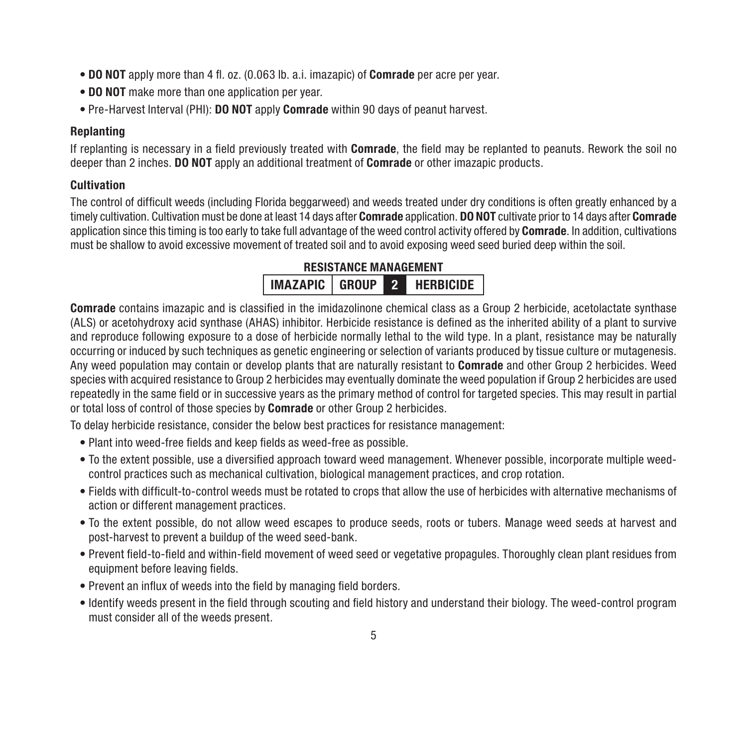- **DO NOT** apply more than 4 fl. oz. (0.063 lb. a.i. imazapic) of **Comrade** per acre per year.
- **DO NOT** make more than one application per year.
- Pre-Harvest Interval (PHI): **DO NOT** apply **Comrade** within 90 days of peanut harvest.

### Replanting

If replanting is necessary in a field previously treated with **Comrade**, the field may be replanted to peanuts. Rework the soil no deeper than 2 inches. **DO NOT** apply an additional treatment of **Comrade** or other imazapic products.

### Cultivation

The control of difficult weeds (including Florida beggarweed) and weeds treated under dry conditions is often greatly enhanced by a timely cultivation. Cultivation must be done at least 14 days after **Comrade** application. **DO NOT** cultivate prior to 14 days after **Comrade** application since this timing is too early to take full advantage of the weed control activity offered by **Comrade**. In addition, cultivations must be shallow to avoid excessive movement of treated soil and to avoid exposing weed seed buried deep within the soil.

## RESISTANCE MANAGEMENT

| IMAZAPIC | GROUP | 2 | HERBICIDE |
|---|---|---|---|

**Comrade** contains imazapic and is classified in the imidazolinone chemical class as a Group 2 herbicide, acetolactate synthase (ALS) or acetohydroxy acid synthase (AHAS) inhibitor. Herbicide resistance is defined as the inherited ability of a plant to survive and reproduce following exposure to a dose of herbicide normally lethal to the wild type. In a plant, resistance may be naturally occurring or induced by such techniques as genetic engineering or selection of variants produced by tissue culture or mutagenesis. Any weed population may contain or develop plants that are naturally resistant to **Comrade** and other Group 2 herbicides. Weed species with acquired resistance to Group 2 herbicides may eventually dominate the weed population if Group 2 herbicides are used repeatedly in the same field or in successive years as the primary method of control for targeted species. This may result in partial or total loss of control of those species by **Comrade** or other Group 2 herbicides.

To delay herbicide resistance, consider the below best practices for resistance management:

- Plant into weed-free fields and keep fields as weed-free as possible.
- To the extent possible, use a diversified approach toward weed management. Whenever possible, incorporate multiple weed-control practices such as mechanical cultivation, biological management practices, and crop rotation.
- Fields with difficult-to-control weeds must be rotated to crops that allow the use of herbicides with alternative mechanisms of action or different management practices.
- To the extent possible, do not allow weed escapes to produce seeds, roots or tubers. Manage weed seeds at harvest and post-harvest to prevent a buildup of the weed seed-bank.
- Prevent field-to-field and within-field movement of weed seed or vegetative propagules. Thoroughly clean plant residues from equipment before leaving fields.
- Prevent an influx of weeds into the field by managing field borders.
- Identify weeds present in the field through scouting and field history and understand their biology. The weed-control program must consider all of the weeds present.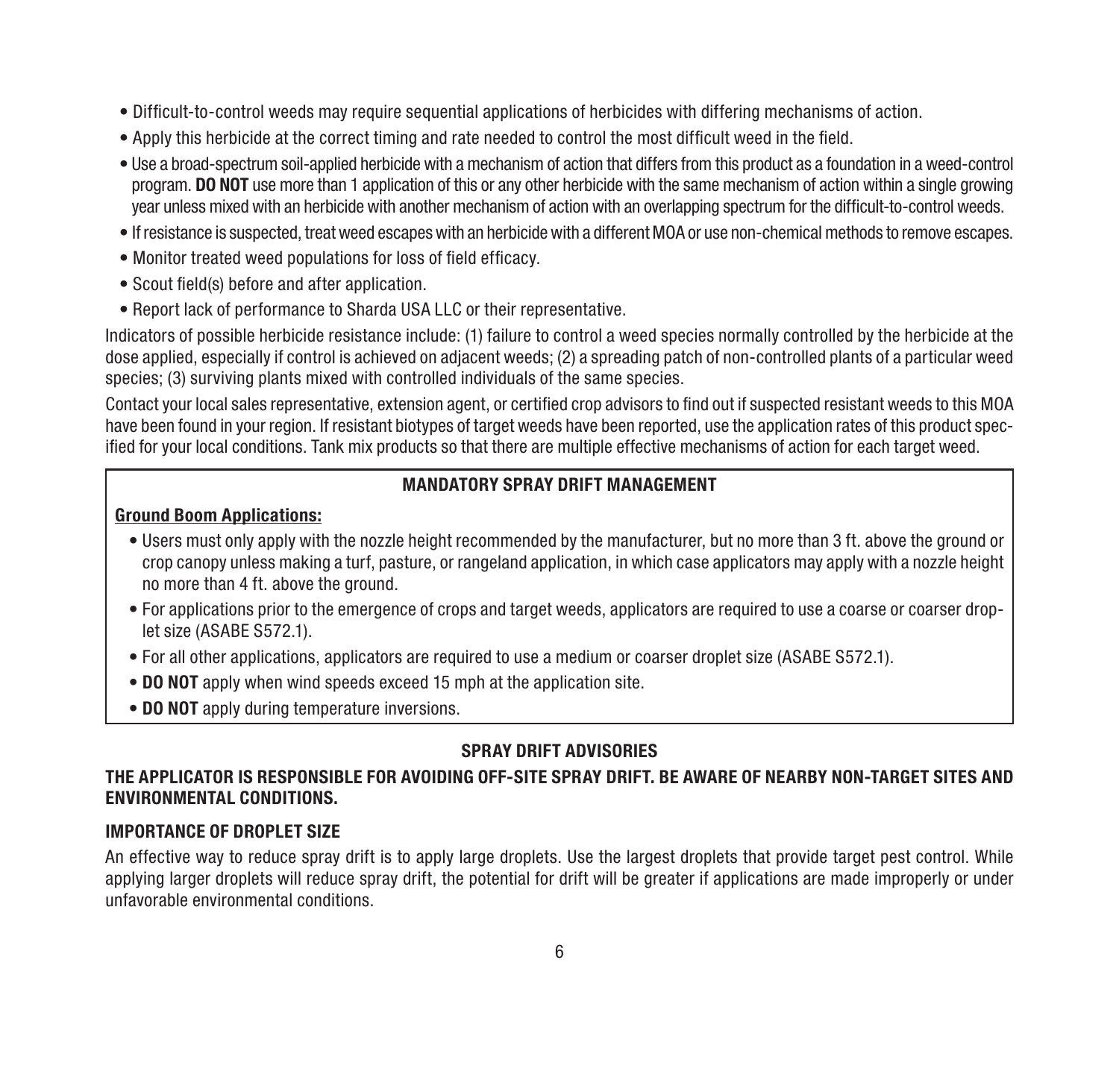- Difficult-to-control weeds may require sequential applications of herbicides with differing mechanisms of action.
- Apply this herbicide at the correct timing and rate needed to control the most difficult weed in the field.
- Use a broad-spectrum soil-applied herbicide with a mechanism of action that differs from this product as a foundation in a weed-control program. **DO NOT** use more than 1 application of this or any other herbicide with the same mechanism of action within a single growing year unless mixed with an herbicide with another mechanism of action with an overlapping spectrum for the difficult-to-control weeds.
- If resistance is suspected, treat weed escapes with an herbicide with a different MOA or use non-chemical methods to remove escapes.
- Monitor treated weed populations for loss of field efficacy.
- Scout field(s) before and after application.
- Report lack of performance to Sharda USA LLC or their representative.

Indicators of possible herbicide resistance include: (1) failure to control a weed species normally controlled by the herbicide at the dose applied, especially if control is achieved on adjacent weeds; (2) a spreading patch of non-controlled plants of a particular weed species; (3) surviving plants mixed with controlled individuals of the same species.

Contact your local sales representative, extension agent, or certified crop advisors to find out if suspected resistant weeds to this MOA have been found in your region. If resistant biotypes of target weeds have been reported, use the application rates of this product specified for your local conditions. Tank mix products so that there are multiple effective mechanisms of action for each target weed.

## MANDATORY SPRAY DRIFT MANAGEMENT

**Ground Boom Applications:**

- Users must only apply with the nozzle height recommended by the manufacturer, but no more than 3 ft. above the ground or crop canopy unless making a turf, pasture, or rangeland application, in which case applicators may apply with a nozzle height no more than 4 ft. above the ground.
- For applications prior to the emergence of crops and target weeds, applicators are required to use a coarse or coarser droplet size (ASABE S572.1).
- For all other applications, applicators are required to use a medium or coarser droplet size (ASABE S572.1).
- **DO NOT** apply when wind speeds exceed 15 mph at the application site.
- **DO NOT** apply during temperature inversions.

## SPRAY DRIFT ADVISORIES

**THE APPLICATOR IS RESPONSIBLE FOR AVOIDING OFF-SITE SPRAY DRIFT. BE AWARE OF NEARBY NON-TARGET SITES AND ENVIRONMENTAL CONDITIONS.**

### IMPORTANCE OF DROPLET SIZE

An effective way to reduce spray drift is to apply large droplets. Use the largest droplets that provide target pest control. While applying larger droplets will reduce spray drift, the potential for drift will be greater if applications are made improperly or under unfavorable environmental conditions.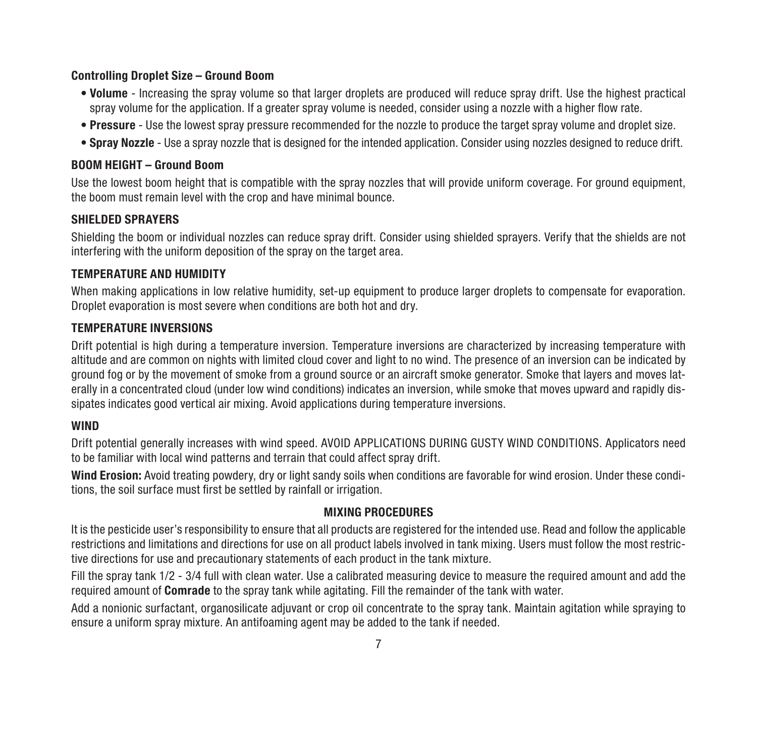### Controlling Droplet Size – Ground Boom

- **Volume** - Increasing the spray volume so that larger droplets are produced will reduce spray drift. Use the highest practical spray volume for the application. If a greater spray volume is needed, consider using a nozzle with a higher flow rate.
- **Pressure** - Use the lowest spray pressure recommended for the nozzle to produce the target spray volume and droplet size.
- **Spray Nozzle** - Use a spray nozzle that is designed for the intended application. Consider using nozzles designed to reduce drift.

### BOOM HEIGHT – Ground Boom

Use the lowest boom height that is compatible with the spray nozzles that will provide uniform coverage. For ground equipment, the boom must remain level with the crop and have minimal bounce.

### SHIELDED SPRAYERS

Shielding the boom or individual nozzles can reduce spray drift. Consider using shielded sprayers. Verify that the shields are not interfering with the uniform deposition of the spray on the target area.

### TEMPERATURE AND HUMIDITY

When making applications in low relative humidity, set-up equipment to produce larger droplets to compensate for evaporation. Droplet evaporation is most severe when conditions are both hot and dry.

### TEMPERATURE INVERSIONS

Drift potential is high during a temperature inversion. Temperature inversions are characterized by increasing temperature with altitude and are common on nights with limited cloud cover and light to no wind. The presence of an inversion can be indicated by ground fog or by the movement of smoke from a ground source or an aircraft smoke generator. Smoke that layers and moves laterally in a concentrated cloud (under low wind conditions) indicates an inversion, while smoke that moves upward and rapidly dissipates indicates good vertical air mixing. Avoid applications during temperature inversions.

### WIND

Drift potential generally increases with wind speed. AVOID APPLICATIONS DURING GUSTY WIND CONDITIONS. Applicators need to be familiar with local wind patterns and terrain that could affect spray drift.

**Wind Erosion:** Avoid treating powdery, dry or light sandy soils when conditions are favorable for wind erosion. Under these conditions, the soil surface must first be settled by rainfall or irrigation.

## MIXING PROCEDURES

It is the pesticide user's responsibility to ensure that all products are registered for the intended use. Read and follow the applicable restrictions and limitations and directions for use on all product labels involved in tank mixing. Users must follow the most restrictive directions for use and precautionary statements of each product in the tank mixture.

Fill the spray tank 1/2 - 3/4 full with clean water. Use a calibrated measuring device to measure the required amount and add the required amount of **Comrade** to the spray tank while agitating. Fill the remainder of the tank with water.

Add a nonionic surfactant, organosilicate adjuvant or crop oil concentrate to the spray tank. Maintain agitation while spraying to ensure a uniform spray mixture. An antifoaming agent may be added to the tank if needed.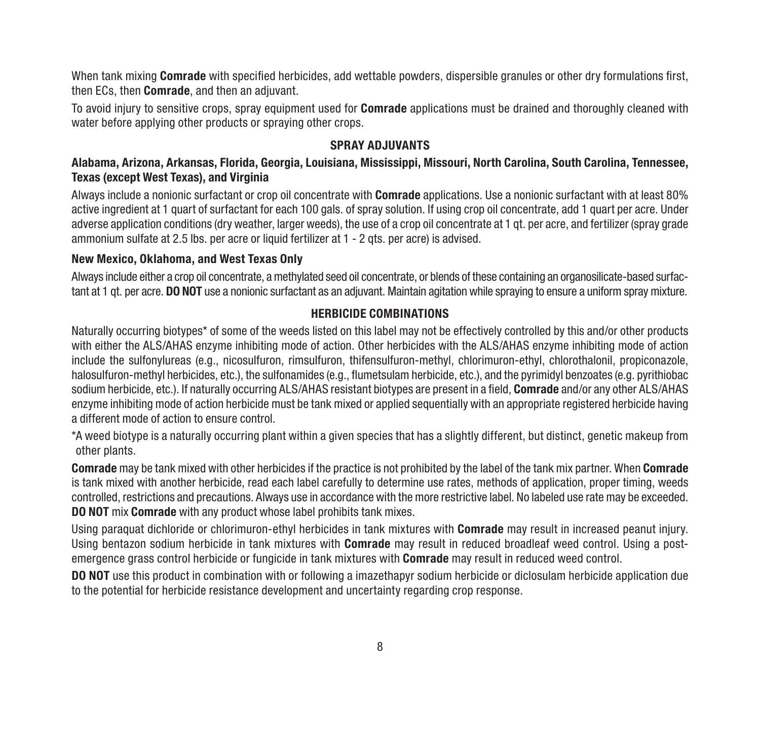When tank mixing **Comrade** with specified herbicides, add wettable powders, dispersible granules or other dry formulations first, then ECs, then **Comrade**, and then an adjuvant.

To avoid injury to sensitive crops, spray equipment used for **Comrade** applications must be drained and thoroughly cleaned with water before applying other products or spraying other crops.

## SPRAY ADJUVANTS

### Alabama, Arizona, Arkansas, Florida, Georgia, Louisiana, Mississippi, Missouri, North Carolina, South Carolina, Tennessee, Texas (except West Texas), and Virginia

Always include a nonionic surfactant or crop oil concentrate with **Comrade** applications. Use a nonionic surfactant with at least 80% active ingredient at 1 quart of surfactant for each 100 gals. of spray solution. If using crop oil concentrate, add 1 quart per acre. Under adverse application conditions (dry weather, larger weeds), the use of a crop oil concentrate at 1 qt. per acre, and fertilizer (spray grade ammonium sulfate at 2.5 lbs. per acre or liquid fertilizer at 1 - 2 qts. per acre) is advised.

### New Mexico, Oklahoma, and West Texas Only

Always include either a crop oil concentrate, a methylated seed oil concentrate, or blends of these containing an organosilicate-based surfactant at 1 qt. per acre. **DO NOT** use a nonionic surfactant as an adjuvant. Maintain agitation while spraying to ensure a uniform spray mixture.

## HERBICIDE COMBINATIONS

Naturally occurring biotypes* of some of the weeds listed on this label may not be effectively controlled by this and/or other products with either the ALS/AHAS enzyme inhibiting mode of action. Other herbicides with the ALS/AHAS enzyme inhibiting mode of action include the sulfonylureas (e.g., nicosulfuron, rimsulfuron, thifensulfuron-methyl, chlorimuron-ethyl, chlorothalonil, propiconazole, halosulfuron-methyl herbicides, etc.), the sulfonamides (e.g., flumetsulam herbicide, etc.), and the pyrimidyl benzoates (e.g. pyrithiobac sodium herbicide, etc.). If naturally occurring ALS/AHAS resistant biotypes are present in a field, **Comrade** and/or any other ALS/AHAS enzyme inhibiting mode of action herbicide must be tank mixed or applied sequentially with an appropriate registered herbicide having a different mode of action to ensure control.

*A weed biotype is a naturally occurring plant within a given species that has a slightly different, but distinct, genetic makeup from other plants.

**Comrade** may be tank mixed with other herbicides if the practice is not prohibited by the label of the tank mix partner. When **Comrade** is tank mixed with another herbicide, read each label carefully to determine use rates, methods of application, proper timing, weeds controlled, restrictions and precautions. Always use in accordance with the more restrictive label. No labeled use rate may be exceeded. **DO NOT** mix **Comrade** with any product whose label prohibits tank mixes.

Using paraquat dichloride or chlorimuron-ethyl herbicides in tank mixtures with **Comrade** may result in increased peanut injury. Using bentazon sodium herbicide in tank mixtures with **Comrade** may result in reduced broadleaf weed control. Using a post-emergence grass control herbicide or fungicide in tank mixtures with **Comrade** may result in reduced weed control.

**DO NOT** use this product in combination with or following a imazethapyr sodium herbicide or diclosulam herbicide application due to the potential for herbicide resistance development and uncertainty regarding crop response.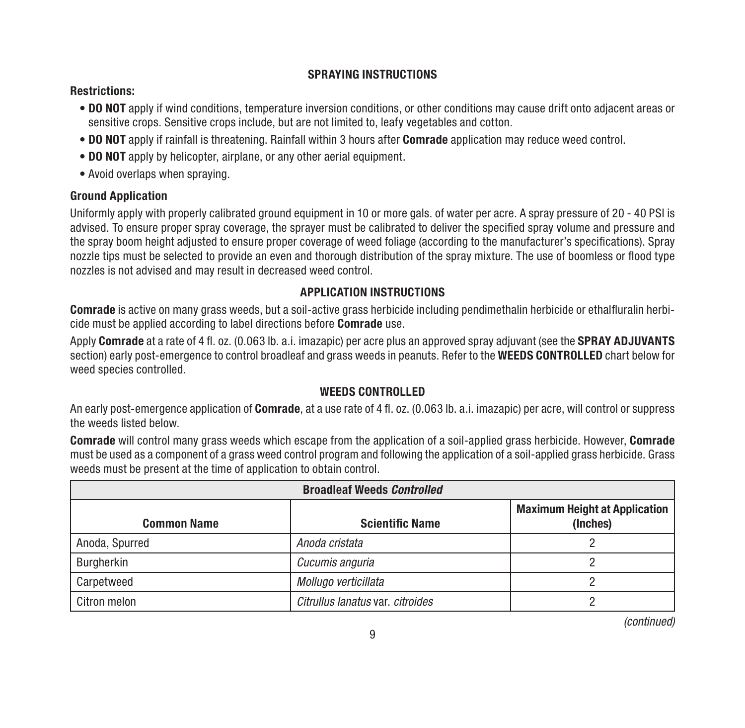## SPRAYING INSTRUCTIONS

**Restrictions:**

- **DO NOT** apply if wind conditions, temperature inversion conditions, or other conditions may cause drift onto adjacent areas or sensitive crops. Sensitive crops include, but are not limited to, leafy vegetables and cotton.
- **DO NOT** apply if rainfall is threatening. Rainfall within 3 hours after **Comrade** application may reduce weed control.
- **DO NOT** apply by helicopter, airplane, or any other aerial equipment.
- Avoid overlaps when spraying.

**Ground Application**

Uniformly apply with properly calibrated ground equipment in 10 or more gals. of water per acre. A spray pressure of 20 - 40 PSI is advised. To ensure proper spray coverage, the sprayer must be calibrated to deliver the specified spray volume and pressure and the spray boom height adjusted to ensure proper coverage of weed foliage (according to the manufacturer's specifications). Spray nozzle tips must be selected to provide an even and thorough distribution of the spray mixture. The use of boomless or flood type nozzles is not advised and may result in decreased weed control.

## APPLICATION INSTRUCTIONS

**Comrade** is active on many grass weeds, but a soil-active grass herbicide including pendimethalin herbicide or ethalfluralin herbicide must be applied according to label directions before **Comrade** use.

Apply **Comrade** at a rate of 4 fl. oz. (0.063 lb. a.i. imazapic) per acre plus an approved spray adjuvant (see the **SPRAY ADJUVANTS** section) early post-emergence to control broadleaf and grass weeds in peanuts. Refer to the **WEEDS CONTROLLED** chart below for weed species controlled.

## WEEDS CONTROLLED

An early post-emergence application of **Comrade**, at a use rate of 4 fl. oz. (0.063 lb. a.i. imazapic) per acre, will control or suppress the weeds listed below.

**Comrade** will control many grass weeds which escape from the application of a soil-applied grass herbicide. However, **Comrade** must be used as a component of a grass weed control program and following the application of a soil-applied grass herbicide. Grass weeds must be present at the time of application to obtain control.

| Broadleaf Weeds *Controlled* | | |
|---|---|---|
| **Common Name** | **Scientific Name** | **Maximum Height at Application (Inches)** |
| Anoda, Spurred | *Anoda cristata* | 2 |
| Burgherkin | *Cucumis anguria* | 2 |
| Carpetweed | *Mollugo verticillata* | 2 |
| Citron melon | *Citrullus lanatus* var. *citroides* | 2 |

*(continued)*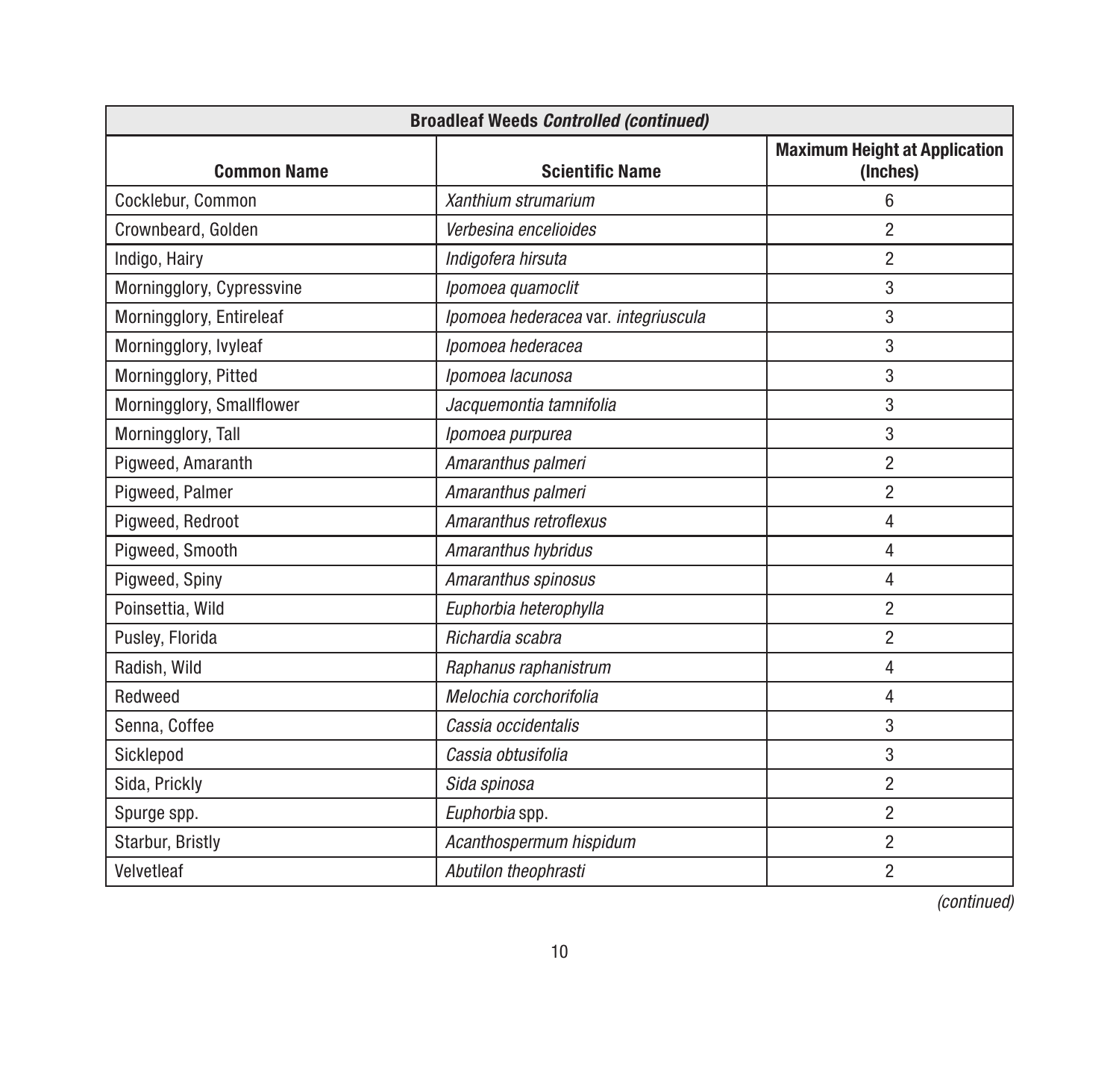| Broadleaf Weeds *Controlled (continued)* | | |
|---|---|---|
| **Common Name** | **Scientific Name** | **Maximum Height at Application (Inches)** |
| Cocklebur, Common | *Xanthium strumarium* | 6 |
| Crownbeard, Golden | *Verbesina encelioides* | 2 |
| Indigo, Hairy | *Indigofera hirsuta* | 2 |
| Morningglory, Cypressvine | *Ipomoea quamoclit* | 3 |
| Morningglory, Entireleaf | *Ipomoea hederacea* var. *integriuscula* | 3 |
| Morningglory, Ivyleaf | *Ipomoea hederacea* | 3 |
| Morningglory, Pitted | *Ipomoea lacunosa* | 3 |
| Morningglory, Smallflower | *Jacquemontia tamnifolia* | 3 |
| Morningglory, Tall | *Ipomoea purpurea* | 3 |
| Pigweed, Amaranth | *Amaranthus palmeri* | 2 |
| Pigweed, Palmer | *Amaranthus palmeri* | 2 |
| Pigweed, Redroot | *Amaranthus retroflexus* | 4 |
| Pigweed, Smooth | *Amaranthus hybridus* | 4 |
| Pigweed, Spiny | *Amaranthus spinosus* | 4 |
| Poinsettia, Wild | *Euphorbia heterophylla* | 2 |
| Pusley, Florida | *Richardia scabra* | 2 |
| Radish, Wild | *Raphanus raphanistrum* | 4 |
| Redweed | *Melochia corchorifolia* | 4 |
| Senna, Coffee | *Cassia occidentalis* | 3 |
| Sicklepod | *Cassia obtusifolia* | 3 |
| Sida, Prickly | *Sida spinosa* | 2 |
| Spurge spp. | *Euphorbia* spp. | 2 |
| Starbur, Bristly | *Acanthospermum hispidum* | 2 |
| Velvetleaf | *Abutilon theophrasti* | 2 |

*(continued)*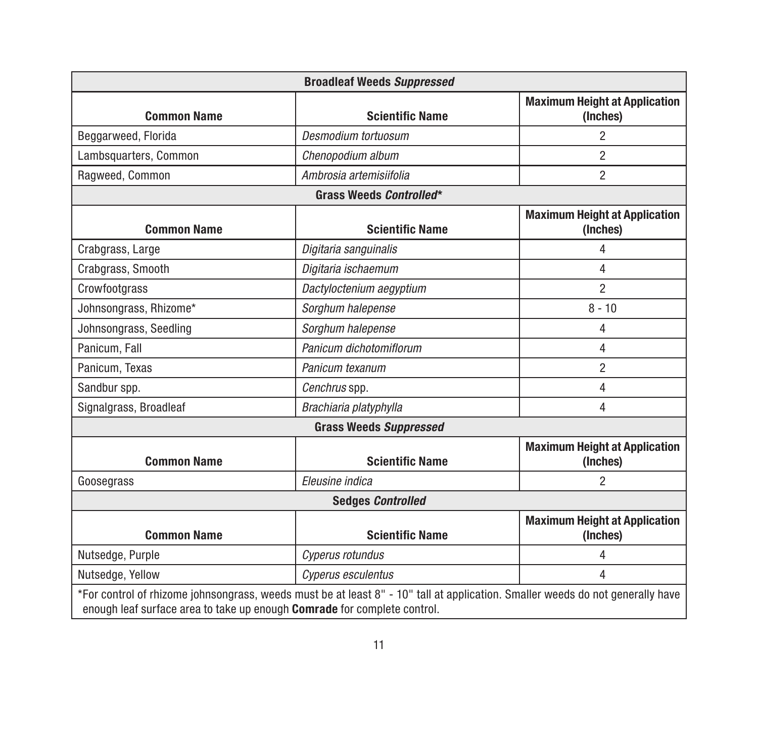| Broadleaf Weeds *Suppressed* | | |
|---|---|---|
| **Common Name** | **Scientific Name** | **Maximum Height at Application (Inches)** |
| Beggarweed, Florida | *Desmodium tortuosum* | 2 |
| Lambsquarters, Common | *Chenopodium album* | 2 |
| Ragweed, Common | *Ambrosia artemisiifolia* | 2 |

| Grass Weeds *Controlled** | | |
|---|---|---|
| **Common Name** | **Scientific Name** | **Maximum Height at Application (Inches)** |
| Crabgrass, Large | *Digitaria sanguinalis* | 4 |
| Crabgrass, Smooth | *Digitaria ischaemum* | 4 |
| Crowfootgrass | *Dactyloctenium aegyptium* | 2 |
| Johnsongrass, Rhizome* | *Sorghum halepense* | 8 - 10 |
| Johnsongrass, Seedling | *Sorghum halepense* | 4 |
| Panicum, Fall | *Panicum dichotomiflorum* | 4 |
| Panicum, Texas | *Panicum texanum* | 2 |
| Sandbur spp. | *Cenchrus* spp. | 4 |
| Signalgrass, Broadleaf | *Brachiaria platyphylla* | 4 |

| Grass Weeds *Suppressed* | | |
|---|---|---|
| **Common Name** | **Scientific Name** | **Maximum Height at Application (Inches)** |
| Goosegrass | *Eleusine indica* | 2 |

| Sedges *Controlled* | | |
|---|---|---|
| **Common Name** | **Scientific Name** | **Maximum Height at Application (Inches)** |
| Nutsedge, Purple | *Cyperus rotundus* | 4 |
| Nutsedge, Yellow | *Cyperus esculentus* | 4 |

*For control of rhizome johnsongrass, weeds must be at least 8" - 10" tall at application. Smaller weeds do not generally have enough leaf surface area to take up enough **Comrade** for complete control.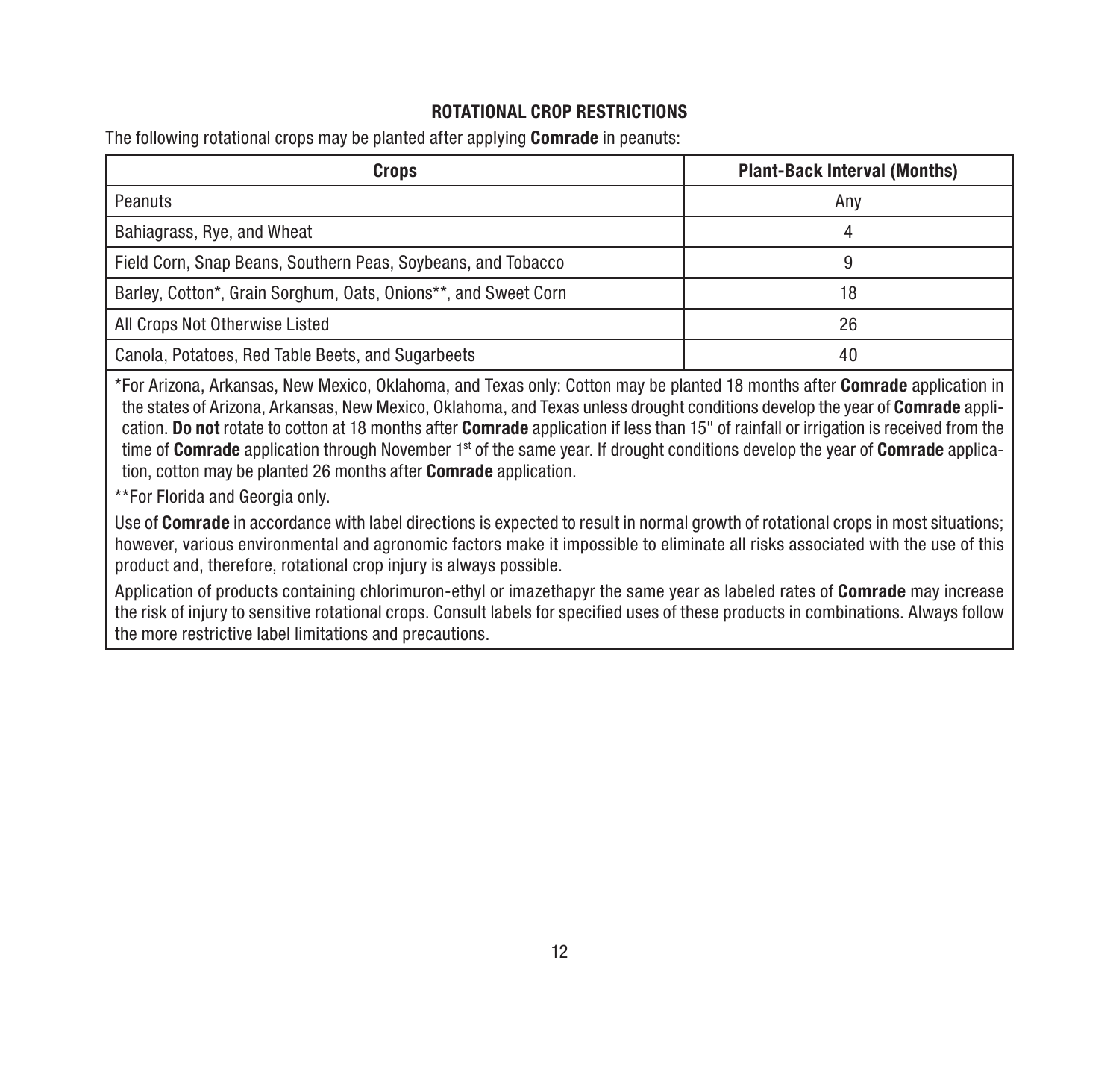## ROTATIONAL CROP RESTRICTIONS

The following rotational crops may be planted after applying **Comrade** in peanuts:

| Crops | Plant-Back Interval (Months) |
|---|---|
| Peanuts | Any |
| Bahiagrass, Rye, and Wheat | 4 |
| Field Corn, Snap Beans, Southern Peas, Soybeans, and Tobacco | 9 |
| Barley, Cotton*, Grain Sorghum, Oats, Onions**, and Sweet Corn | 18 |
| All Crops Not Otherwise Listed | 26 |
| Canola, Potatoes, Red Table Beets, and Sugarbeets | 40 |

*For Arizona, Arkansas, New Mexico, Oklahoma, and Texas only: Cotton may be planted 18 months after **Comrade** application in the states of Arizona, Arkansas, New Mexico, Oklahoma, and Texas unless drought conditions develop the year of **Comrade** application. **Do not** rotate to cotton at 18 months after **Comrade** application if less than 15" of rainfall or irrigation is received from the time of **Comrade** application through November 1st of the same year. If drought conditions develop the year of **Comrade** application, cotton may be planted 26 months after **Comrade** application.

**For Florida and Georgia only.

Use of **Comrade** in accordance with label directions is expected to result in normal growth of rotational crops in most situations; however, various environmental and agronomic factors make it impossible to eliminate all risks associated with the use of this product and, therefore, rotational crop injury is always possible.

Application of products containing chlorimuron-ethyl or imazethapyr the same year as labeled rates of **Comrade** may increase the risk of injury to sensitive rotational crops. Consult labels for specified uses of these products in combinations. Always follow the more restrictive label limitations and precautions.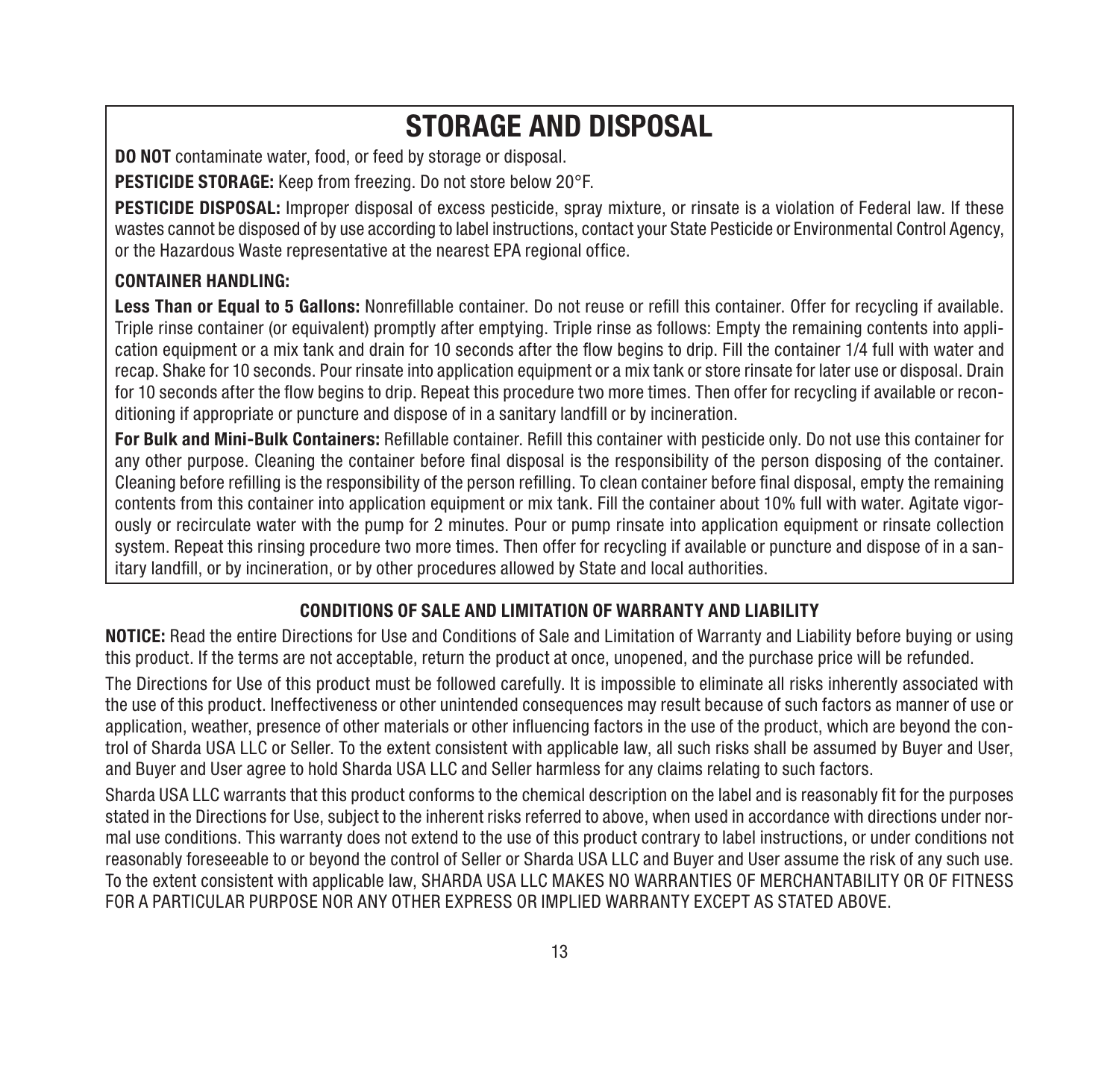# STORAGE AND DISPOSAL

**DO NOT** contaminate water, food, or feed by storage or disposal.

**PESTICIDE STORAGE:** Keep from freezing. Do not store below 20°F.

**PESTICIDE DISPOSAL:** Improper disposal of excess pesticide, spray mixture, or rinsate is a violation of Federal law. If these wastes cannot be disposed of by use according to label instructions, contact your State Pesticide or Environmental Control Agency, or the Hazardous Waste representative at the nearest EPA regional office.

**CONTAINER HANDLING:**

**Less Than or Equal to 5 Gallons:** Nonrefillable container. Do not reuse or refill this container. Offer for recycling if available. Triple rinse container (or equivalent) promptly after emptying. Triple rinse as follows: Empty the remaining contents into application equipment or a mix tank and drain for 10 seconds after the flow begins to drip. Fill the container 1/4 full with water and recap. Shake for 10 seconds. Pour rinsate into application equipment or a mix tank or store rinsate for later use or disposal. Drain for 10 seconds after the flow begins to drip. Repeat this procedure two more times. Then offer for recycling if available or reconditioning if appropriate or puncture and dispose of in a sanitary landfill or by incineration.

**For Bulk and Mini-Bulk Containers:** Refillable container. Refill this container with pesticide only. Do not use this container for any other purpose. Cleaning the container before final disposal is the responsibility of the person disposing of the container. Cleaning before refilling is the responsibility of the person refilling. To clean container before final disposal, empty the remaining contents from this container into application equipment or mix tank. Fill the container about 10% full with water. Agitate vigorously or recirculate water with the pump for 2 minutes. Pour or pump rinsate into application equipment or rinsate collection system. Repeat this rinsing procedure two more times. Then offer for recycling if available or puncture and dispose of in a sanitary landfill, or by incineration, or by other procedures allowed by State and local authorities.

### CONDITIONS OF SALE AND LIMITATION OF WARRANTY AND LIABILITY

**NOTICE:** Read the entire Directions for Use and Conditions of Sale and Limitation of Warranty and Liability before buying or using this product. If the terms are not acceptable, return the product at once, unopened, and the purchase price will be refunded.

The Directions for Use of this product must be followed carefully. It is impossible to eliminate all risks inherently associated with the use of this product. Ineffectiveness or other unintended consequences may result because of such factors as manner of use or application, weather, presence of other materials or other influencing factors in the use of the product, which are beyond the control of Sharda USA LLC or Seller. To the extent consistent with applicable law, all such risks shall be assumed by Buyer and User, and Buyer and User agree to hold Sharda USA LLC and Seller harmless for any claims relating to such factors.

Sharda USA LLC warrants that this product conforms to the chemical description on the label and is reasonably fit for the purposes stated in the Directions for Use, subject to the inherent risks referred to above, when used in accordance with directions under normal use conditions. This warranty does not extend to the use of this product contrary to label instructions, or under conditions not reasonably foreseeable to or beyond the control of Seller or Sharda USA LLC and Buyer and User assume the risk of any such use. To the extent consistent with applicable law, SHARDA USA LLC MAKES NO WARRANTIES OF MERCHANTABILITY OR OF FITNESS FOR A PARTICULAR PURPOSE NOR ANY OTHER EXPRESS OR IMPLIED WARRANTY EXCEPT AS STATED ABOVE.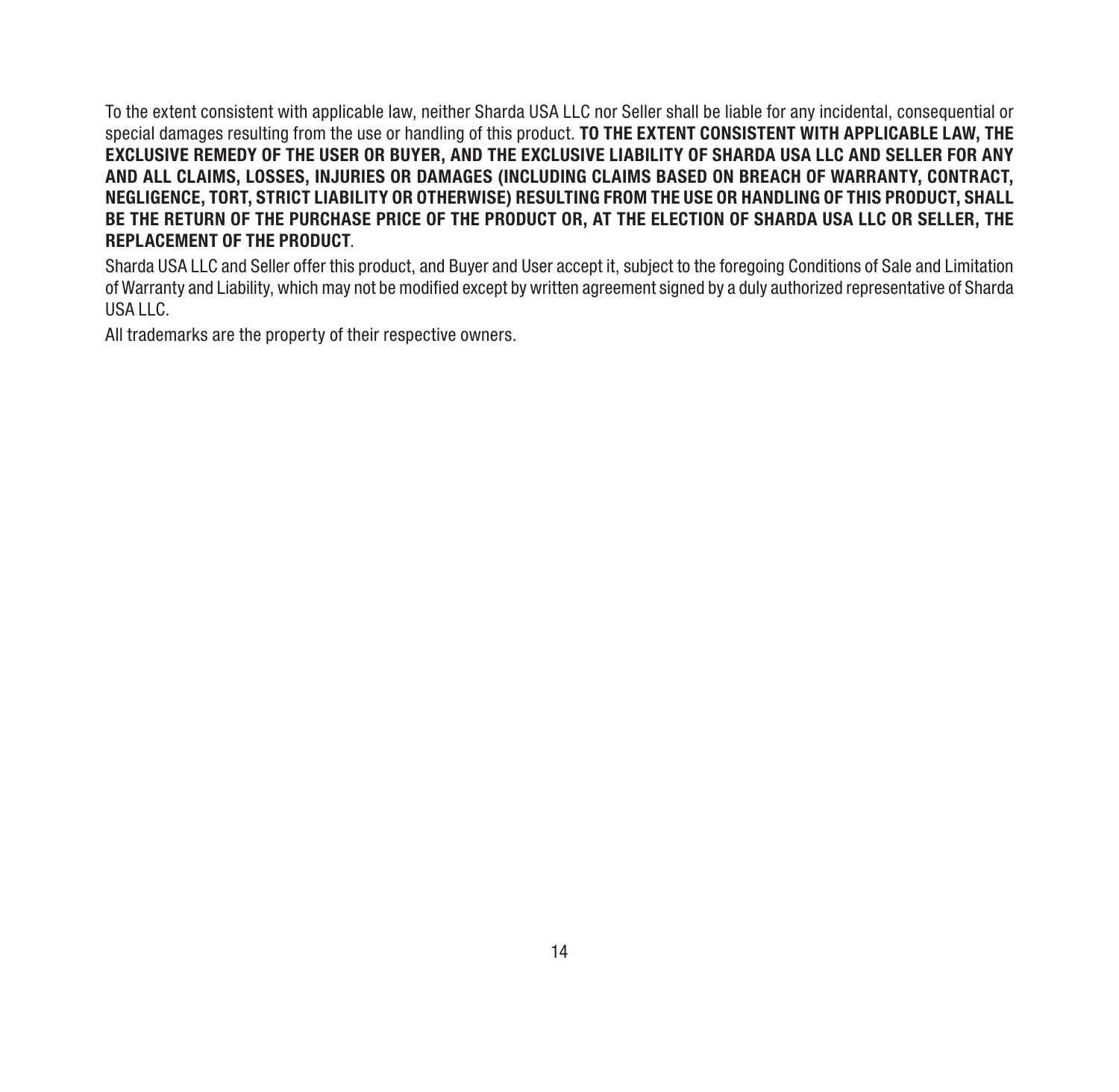To the extent consistent with applicable law, neither Sharda USA LLC nor Seller shall be liable for any incidental, consequential or special damages resulting from the use or handling of this product. **TO THE EXTENT CONSISTENT WITH APPLICABLE LAW, THE EXCLUSIVE REMEDY OF THE USER OR BUYER, AND THE EXCLUSIVE LIABILITY OF SHARDA USA LLC AND SELLER FOR ANY AND ALL CLAIMS, LOSSES, INJURIES OR DAMAGES (INCLUDING CLAIMS BASED ON BREACH OF WARRANTY, CONTRACT, NEGLIGENCE, TORT, STRICT LIABILITY OR OTHERWISE) RESULTING FROM THE USE OR HANDLING OF THIS PRODUCT, SHALL BE THE RETURN OF THE PURCHASE PRICE OF THE PRODUCT OR, AT THE ELECTION OF SHARDA USA LLC OR SELLER, THE REPLACEMENT OF THE PRODUCT**.

Sharda USA LLC and Seller offer this product, and Buyer and User accept it, subject to the foregoing Conditions of Sale and Limitation of Warranty and Liability, which may not be modified except by written agreement signed by a duly authorized representative of Sharda USA LLC.

All trademarks are the property of their respective owners.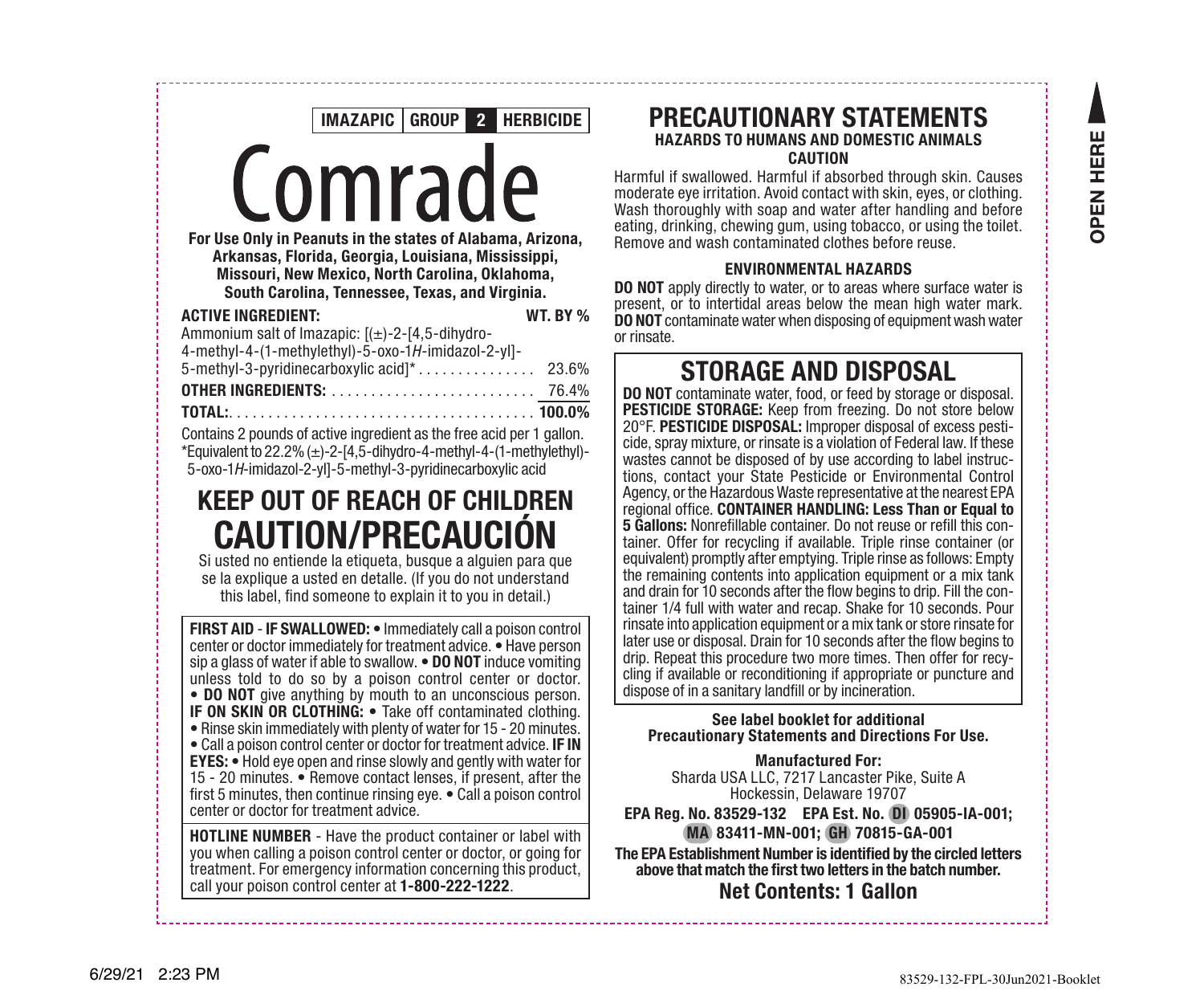**IMAZAPIC | GROUP 2 HERBICIDE**

# Comrade

**For Use Only in Peanuts in the states of Alabama, Arizona, Arkansas, Florida, Georgia, Louisiana, Mississippi, Missouri, New Mexico, North Carolina, Oklahoma, South Carolina, Tennessee, Texas, and Virginia.**

| **ACTIVE INGREDIENT:** | **WT. BY %** |
|---|---|
| Ammonium salt of Imazapic: [(±)-2-[4,5-dihydro-4-methyl-4-(1-methylethyl)-5-oxo-1*H*-imidazol-2-yl]-5-methyl-3-pyridinecarboxylic acid]* | 23.6% |
| **OTHER INGREDIENTS:** | 76.4% |
| **TOTAL:** | **100.0%** |

Contains 2 pounds of active ingredient as the free acid per 1 gallon.
*Equivalent to 22.2% (±)-2-[4,5-dihydro-4-methyl-4-(1-methylethyl)-5-oxo-1*H*-imidazol-2-yl]-5-methyl-3-pyridinecarboxylic acid

## KEEP OUT OF REACH OF CHILDREN
## CAUTION/PRECAUCIÓN

Si usted no entiende la etiqueta, busque a alguien para que se la explique a usted en detalle. (If you do not understand this label, find someone to explain it to you in detail.)

**FIRST AID** - **IF SWALLOWED:** • Immediately call a poison control center or doctor immediately for treatment advice. • Have person sip a glass of water if able to swallow. • **DO NOT** induce vomiting unless told to do so by a poison control center or doctor. • **DO NOT** give anything by mouth to an unconscious person. **IF ON SKIN OR CLOTHING:** • Take off contaminated clothing. • Rinse skin immediately with plenty of water for 15 - 20 minutes. • Call a poison control center or doctor for treatment advice. **IF IN EYES:** • Hold eye open and rinse slowly and gently with water for 15 - 20 minutes. • Remove contact lenses, if present, after the first 5 minutes, then continue rinsing eye. • Call a poison control center or doctor for treatment advice.

**HOTLINE NUMBER** - Have the product container or label with you when calling a poison control center or doctor, or going for treatment. For emergency information concerning this product, call your poison control center at **1-800-222-1222**.

## PRECAUTIONARY STATEMENTS

### HAZARDS TO HUMANS AND DOMESTIC ANIMALS

**CAUTION**

Harmful if swallowed. Harmful if absorbed through skin. Causes moderate eye irritation. Avoid contact with skin, eyes, or clothing. Wash thoroughly with soap and water after handling and before eating, drinking, chewing gum, using tobacco, or using the toilet. Remove and wash contaminated clothes before reuse.

### ENVIRONMENTAL HAZARDS

**DO NOT** apply directly to water, or to areas where surface water is present, or to intertidal areas below the mean high water mark. **DO NOT** contaminate water when disposing of equipment wash water or rinsate.

## STORAGE AND DISPOSAL

**DO NOT** contaminate water, food, or feed by storage or disposal. **PESTICIDE STORAGE:** Keep from freezing. Do not store below 20°F. **PESTICIDE DISPOSAL:** Improper disposal of excess pesticide, spray mixture, or rinsate is a violation of Federal law. If these wastes cannot be disposed of by use according to label instructions, contact your State Pesticide or Environmental Control Agency, or the Hazardous Waste representative at the nearest EPA regional office. **CONTAINER HANDLING: Less Than or Equal to 5 Gallons:** Nonrefillable container. Do not reuse or refill this container. Offer for recycling if available. Triple rinse container (or equivalent) promptly after emptying. Triple rinse as follows: Empty the remaining contents into application equipment or a mix tank and drain for 10 seconds after the flow begins to drip. Fill the container 1/4 full with water and recap. Shake for 10 seconds. Pour rinsate into application equipment or a mix tank or store rinsate for later use or disposal. Drain for 10 seconds after the flow begins to drip. Repeat this procedure two more times. Then offer for recycling if available or reconditioning if appropriate or puncture and dispose of in a sanitary landfill or by incineration.

**See label booklet for additional Precautionary Statements and Directions For Use.**

**Manufactured For:**
Sharda USA LLC, 7217 Lancaster Pike, Suite A
Hockessin, Delaware 19707

**EPA Reg. No. 83529-132 EPA Est. No. DI 05905-IA-001; MA 83411-MN-001; GH 70815-GA-001**

**The EPA Establishment Number is identified by the circled letters above that match the first two letters in the batch number.**

**Net Contents: 1 Gallon**

**OPEN HERE**

6/29/21 2:23 PM

83529-132-FPL-30Jun2021-Booklet